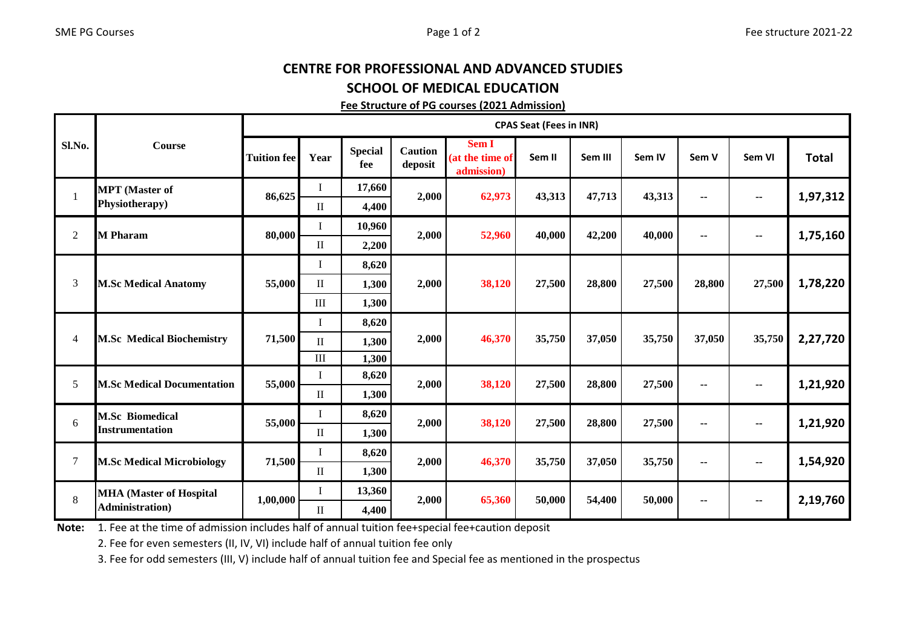# CENTRE FOR PROFESSIONAL AND ADVANCED STUDIES

## SCHOOL OF MEDICAL EDUCATION

**Fee Structure of PG courses (2021 Admission)**

| Sl.No. | Course | CPAS Seat (Fees in INR) | | | | | | | | | | |
|---|---|---|---|---|---|---|---|---|---|---|---|---|
| | | Tuition fee | Year | Special fee | Caution deposit | Sem I (at the time of admission) | Sem II | Sem III | Sem IV | Sem V | Sem VI | Total |
| 1 | MPT (Master of Physiotherapy) | 86,625 | I | 17,660 | 2,000 | 62,973 | 43,313 | 47,713 | 43,313 | -- | -- | 1,97,312 |
| | | | II | 4,400 | | | | | | | | |
| 2 | M Pharam | 80,000 | I | 10,960 | 2,000 | 52,960 | 40,000 | 42,200 | 40,000 | -- | -- | 1,75,160 |
| | | | II | 2,200 | | | | | | | | |
| 3 | M.Sc Medical Anatomy | 55,000 | I | 8,620 | 2,000 | 38,120 | 27,500 | 28,800 | 27,500 | 28,800 | 27,500 | 1,78,220 |
| | | | II | 1,300 | | | | | | | | |
| | | | III | 1,300 | | | | | | | | |
| 4 | M.Sc Medical Biochemistry | 71,500 | I | 8,620 | 2,000 | 46,370 | 35,750 | 37,050 | 35,750 | 37,050 | 35,750 | 2,27,720 |
| | | | II | 1,300 | | | | | | | | |
| | | | III | 1,300 | | | | | | | | |
| 5 | M.Sc Medical Documentation | 55,000 | I | 8,620 | 2,000 | 38,120 | 27,500 | 28,800 | 27,500 | -- | -- | 1,21,920 |
| | | | II | 1,300 | | | | | | | | |
| 6 | M.Sc Biomedical Instrumentation | 55,000 | I | 8,620 | 2,000 | 38,120 | 27,500 | 28,800 | 27,500 | -- | -- | 1,21,920 |
| | | | II | 1,300 | | | | | | | | |
| 7 | M.Sc Medical Microbiology | 71,500 | I | 8,620 | 2,000 | 46,370 | 35,750 | 37,050 | 35,750 | -- | -- | 1,54,920 |
| | | | II | 1,300 | | | | | | | | |
| 8 | MHA (Master of Hospital Administration) | 1,00,000 | I | 13,360 | 2,000 | 65,360 | 50,000 | 54,400 | 50,000 | -- | -- | 2,19,760 |
| | | | II | 4,400 | | | | | | | | |

**Note:** 1. Fee at the time of admission includes half of annual tuition fee+special fee+caution deposit

2. Fee for even semesters (II, IV, VI) include half of annual tuition fee only

3. Fee for odd semesters (III, V) include half of annual tuition fee and Special fee as mentioned in the prospectus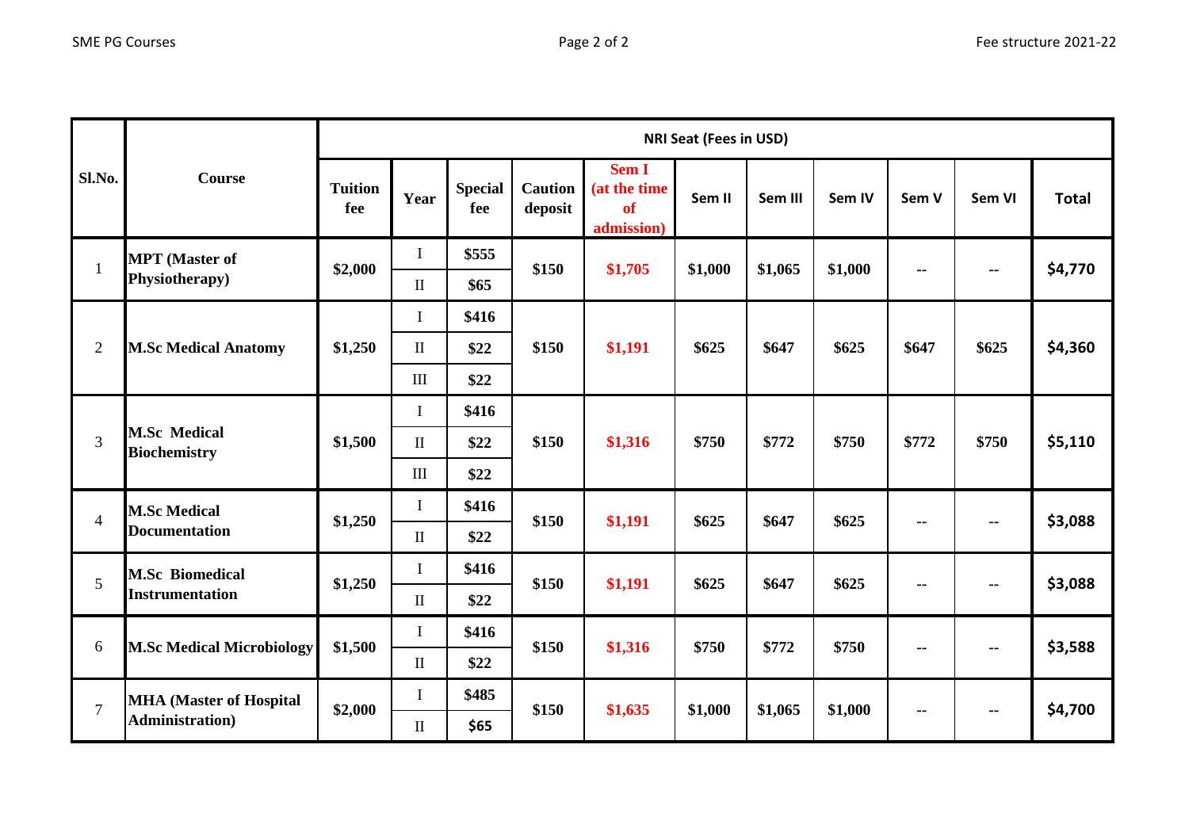| Sl.No. | Course | NRI Seat (Fees in USD) | | | | | | | | | | |
|---|---|---|---|---|---|---|---|---|---|---|---|---|
| | | Tuition fee | Year | Special fee | Caution deposit | Sem I (at the time of admission) | Sem II | Sem III | Sem IV | Sem V | Sem VI | Total |
| 1 | MPT (Master of Physiotherapy) | $2,000 | I | $555 | $150 | $1,705 | $1,000 | $1,065 | $1,000 | -- | -- | $4,770 |
| | | | II | $65 | | | | | | | | |
| 2 | M.Sc Medical Anatomy | $1,250 | I | $416 | $150 | $1,191 | $625 | $647 | $625 | $647 | $625 | $4,360 |
| | | | II | $22 | | | | | | | | |
| | | | III | $22 | | | | | | | | |
| 3 | M.Sc Medical Biochemistry | $1,500 | I | $416 | $150 | $1,316 | $750 | $772 | $750 | $772 | $750 | $5,110 |
| | | | II | $22 | | | | | | | | |
| | | | III | $22 | | | | | | | | |
| 4 | M.Sc Medical Documentation | $1,250 | I | $416 | $150 | $1,191 | $625 | $647 | $625 | -- | -- | $3,088 |
| | | | II | $22 | | | | | | | | |
| 5 | M.Sc Biomedical Instrumentation | $1,250 | I | $416 | $150 | $1,191 | $625 | $647 | $625 | -- | -- | $3,088 |
| | | | II | $22 | | | | | | | | |
| 6 | M.Sc Medical Microbiology | $1,500 | I | $416 | $150 | $1,316 | $750 | $772 | $750 | -- | -- | $3,588 |
| | | | II | $22 | | | | | | | | |
| 7 | MHA (Master of Hospital Administration) | $2,000 | I | $485 | $150 | $1,635 | $1,000 | $1,065 | $1,000 | -- | -- | $4,700 |
| | | | II | $65 | | | | | | | | |